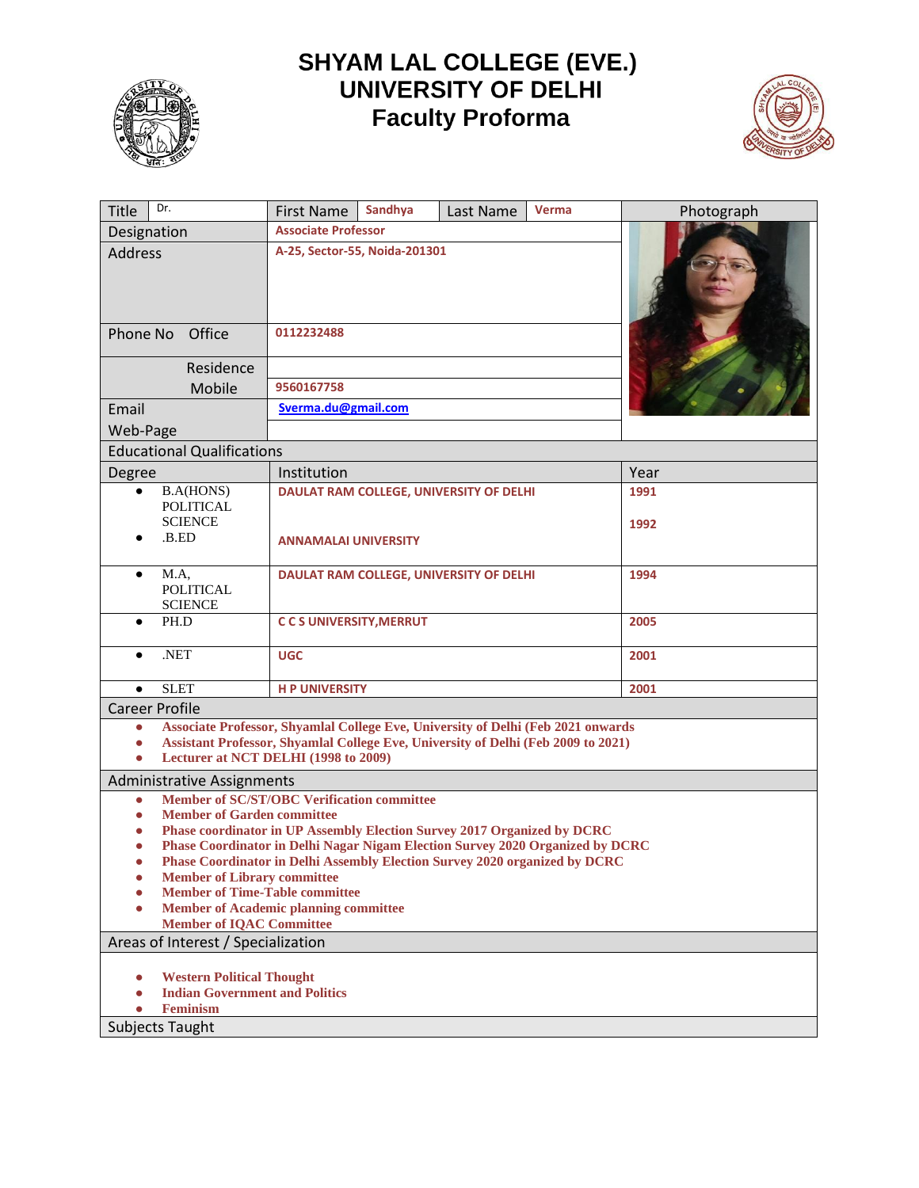# SHYAM LAL COLLEGE (EVE.)
# UNIVERSITY OF DELHI
## Faculty Proforma

| Title | Dr. | First Name | Sandhya | Last Name | Verma | Photograph |
|---|---|---|---|---|---|---|
| Designation | Associate Professor | | | | | |
| Address | A-25, Sector-55, Noida-201301 | | | | | |
| Phone No Office | 0112232488 | | | | | |
| Residence | | | | | | |
| Mobile | 9560167758 | | | | | |
| Email | Sverma.du@gmail.com | | | | | |
| Web-Page | | | | | | |

### Educational Qualifications

| Degree | Institution | Year |
|---|---|---|
| • B.A(HONS) POLITICAL SCIENCE<br>• .B.ED | DAULAT RAM COLLEGE, UNIVERSITY OF DELHI<br>ANNAMALAI UNIVERSITY | 1991<br>1992 |
| • M.A, POLITICAL SCIENCE | DAULAT RAM COLLEGE, UNIVERSITY OF DELHI | 1994 |
| • PH.D | C C S UNIVERSITY,MERRUT | 2005 |
| • .NET | UGC | 2001 |
| • SLET | H P UNIVERSITY | 2001 |

### Career Profile

- **Associate Professor, Shyamlal College Eve, University of Delhi (Feb 2021 onwards**
- **Assistant Professor, Shyamlal College Eve, University of Delhi (Feb 2009 to 2021)**
- **Lecturer at NCT DELHI (1998 to 2009)**

### Administrative Assignments

- **Member of SC/ST/OBC Verification committee**
- **Member of Garden committee**
- **Phase coordinator in UP Assembly Election Survey 2017 Organized by DCRC**
- **Phase Coordinator in Delhi Nagar Nigam Election Survey 2020 Organized by DCRC**
- **Phase Coordinator in Delhi Assembly Election Survey 2020 organized by DCRC**
- **Member of Library committee**
- **Member of Time-Table committee**
- **Member of Academic planning committee**
  **Member of IQAC Committee**

### Areas of Interest / Specialization

- **Western Political Thought**
- **Indian Government and Politics**
- **Feminism**

### Subjects Taught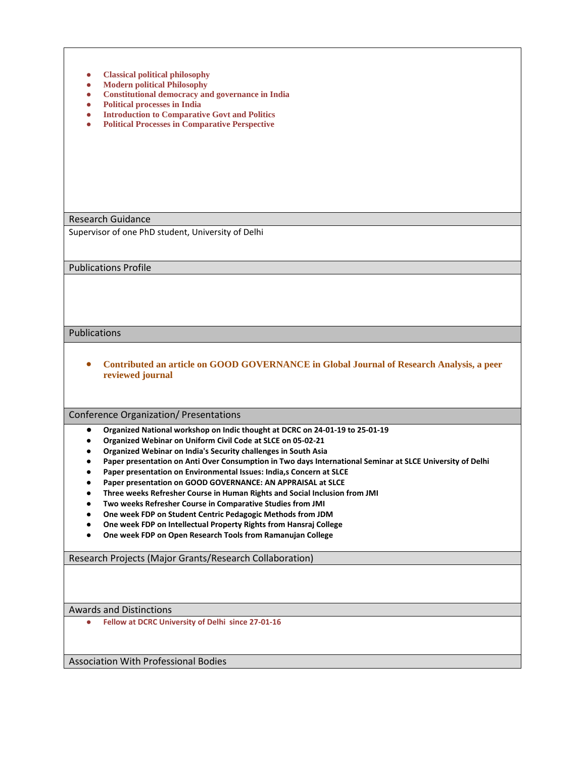- **Classical political philosophy**
- **Modern political Philosophy**
- **Constitutional democracy and governance in India**
- **Political processes in India**
- **Introduction to Comparative Govt and Politics**
- **Political Processes in Comparative Perspective**

## Research Guidance

Supervisor of one PhD student, University of Delhi

## Publications Profile

## Publications

- **Contributed an article on GOOD GOVERNANCE in Global Journal of Research Analysis, a peer reviewed journal**

## Conference Organization/ Presentations

- **Organized National workshop on Indic thought at DCRC on 24-01-19 to 25-01-19**
- **Organized Webinar on Uniform Civil Code at SLCE on 05-02-21**
- **Organized Webinar on India's Security challenges in South Asia**
- **Paper presentation on Anti Over Consumption in Two days International Seminar at SLCE University of Delhi**
- **Paper presentation on Environmental Issues: India,s Concern at SLCE**
- **Paper presentation on GOOD GOVERNANCE: AN APPRAISAL at SLCE**
- **Three weeks Refresher Course in Human Rights and Social Inclusion from JMI**
- **Two weeks Refresher Course in Comparative Studies from JMI**
- **One week FDP on Student Centric Pedagogic Methods from JDM**
- **One week FDP on Intellectual Property Rights from Hansraj College**
- **One week FDP on Open Research Tools from Ramanujan College**

## Research Projects (Major Grants/Research Collaboration)

## Awards and Distinctions

- **Fellow at DCRC University of Delhi since 27-01-16**

## Association With Professional Bodies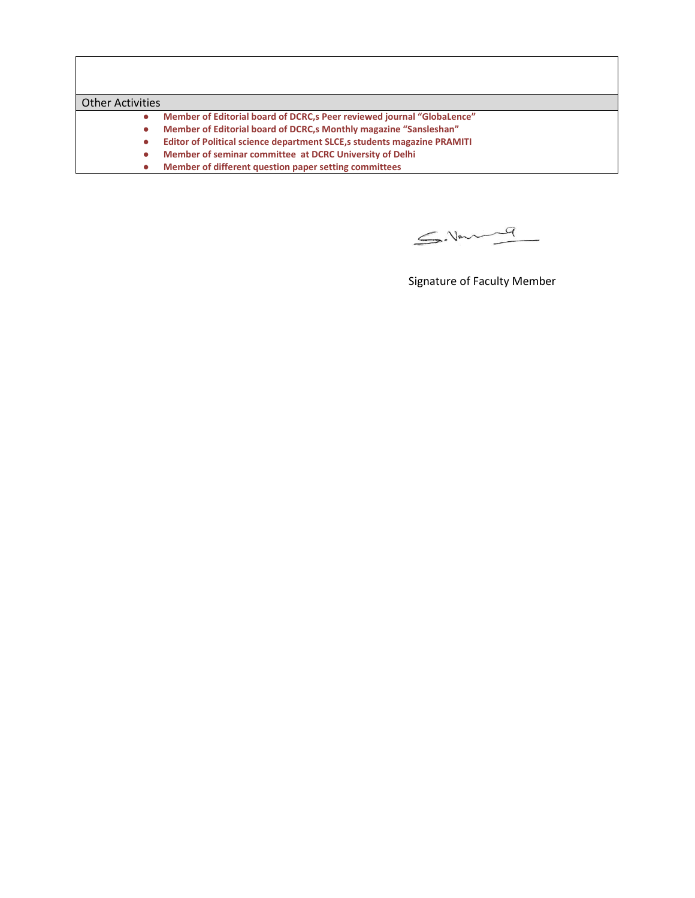## Other Activities

- **Member of Editorial board of DCRC,s Peer reviewed journal "GlobaLence"**
- **Member of Editorial board of DCRC,s Monthly magazine "Sansleshan"**
- **Editor of Political science department SLCE,s students magazine PRAMITI**
- **Member of seminar committee at DCRC University of Delhi**
- **Member of different question paper setting committees**

Signature of Faculty Member